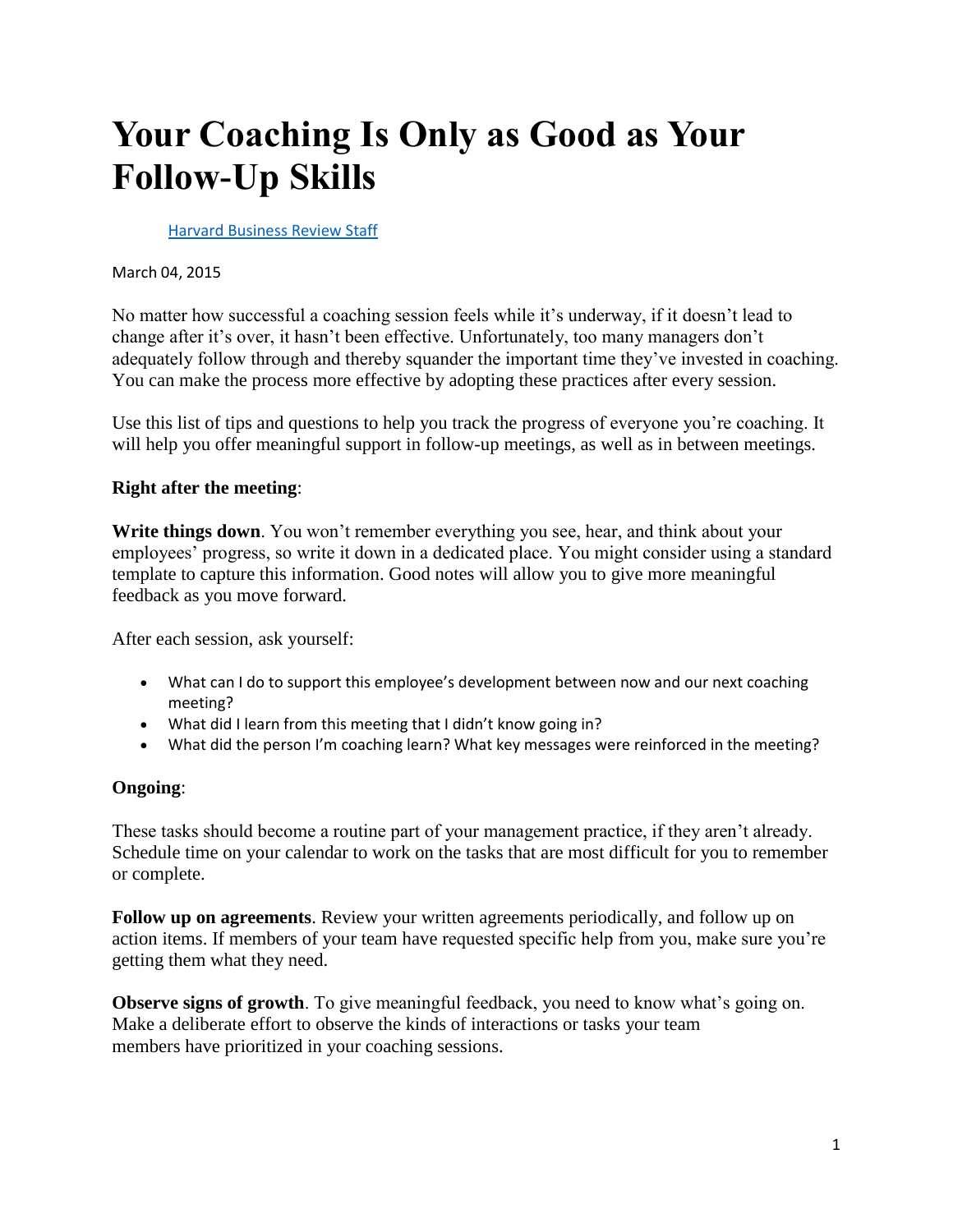# Your Coaching Is Only as Good as Your Follow-Up Skills

[Harvard Business Review Staff]

March 04, 2015

No matter how successful a coaching session feels while it's underway, if it doesn't lead to change after it's over, it hasn't been effective. Unfortunately, too many managers don't adequately follow through and thereby squander the important time they've invested in coaching. You can make the process more effective by adopting these practices after every session.

Use this list of tips and questions to help you track the progress of everyone you're coaching. It will help you offer meaningful support in follow-up meetings, as well as in between meetings.

**Right after the meeting**:

**Write things down**. You won't remember everything you see, hear, and think about your employees' progress, so write it down in a dedicated place. You might consider using a standard template to capture this information. Good notes will allow you to give more meaningful feedback as you move forward.

After each session, ask yourself:

- What can I do to support this employee's development between now and our next coaching meeting?
- What did I learn from this meeting that I didn't know going in?
- What did the person I'm coaching learn? What key messages were reinforced in the meeting?

**Ongoing**:

These tasks should become a routine part of your management practice, if they aren't already. Schedule time on your calendar to work on the tasks that are most difficult for you to remember or complete.

**Follow up on agreements**. Review your written agreements periodically, and follow up on action items. If members of your team have requested specific help from you, make sure you're getting them what they need.

**Observe signs of growth**. To give meaningful feedback, you need to know what's going on. Make a deliberate effort to observe the kinds of interactions or tasks your team members have prioritized in your coaching sessions.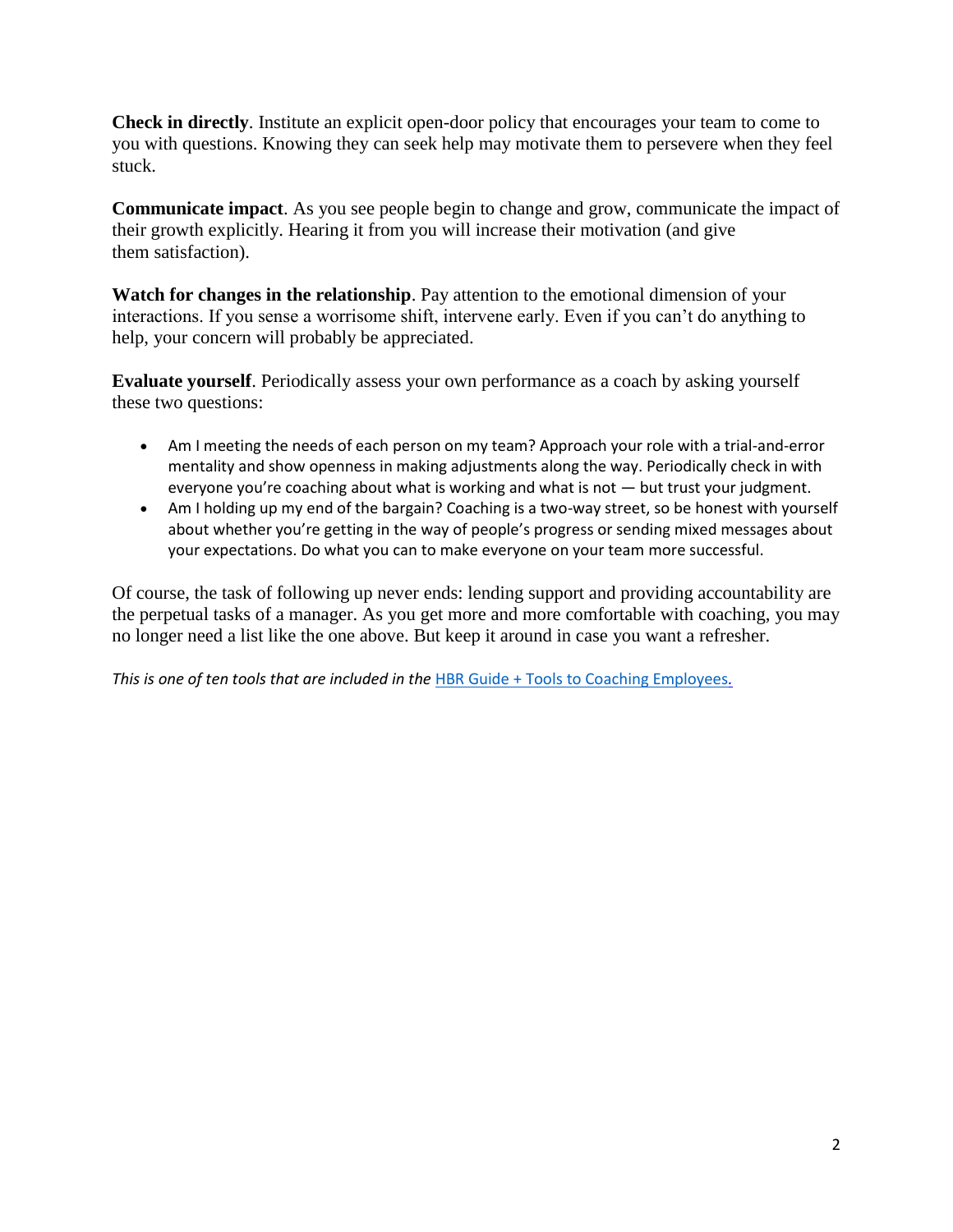**Check in directly**. Institute an explicit open-door policy that encourages your team to come to you with questions. Knowing they can seek help may motivate them to persevere when they feel stuck.

**Communicate impact**. As you see people begin to change and grow, communicate the impact of their growth explicitly. Hearing it from you will increase their motivation (and give them satisfaction).

**Watch for changes in the relationship**. Pay attention to the emotional dimension of your interactions. If you sense a worrisome shift, intervene early. Even if you can't do anything to help, your concern will probably be appreciated.

**Evaluate yourself**. Periodically assess your own performance as a coach by asking yourself these two questions:

- Am I meeting the needs of each person on my team? Approach your role with a trial-and-error mentality and show openness in making adjustments along the way. Periodically check in with everyone you're coaching about what is working and what is not — but trust your judgment.
- Am I holding up my end of the bargain? Coaching is a two-way street, so be honest with yourself about whether you're getting in the way of people's progress or sending mixed messages about your expectations. Do what you can to make everyone on your team more successful.

Of course, the task of following up never ends: lending support and providing accountability are the perpetual tasks of a manager. As you get more and more comfortable with coaching, you may no longer need a list like the one above. But keep it around in case you want a refresher.

*This is one of ten tools that are included in the* [HBR Guide + Tools to Coaching Employees.]()